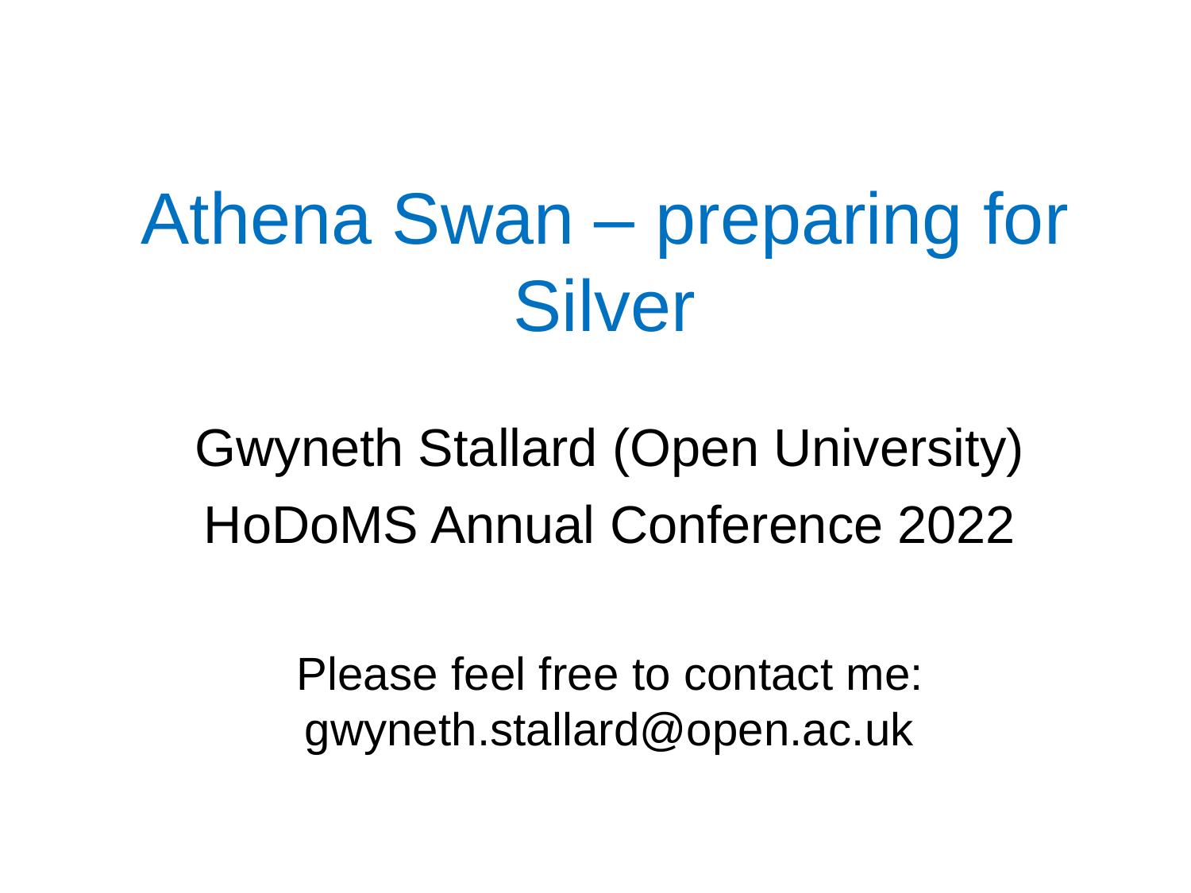# Athena Swan – preparing for Silver

Gwyneth Stallard (Open University)

HoDoMS Annual Conference 2022

Please feel free to contact me:
gwyneth.stallard@open.ac.uk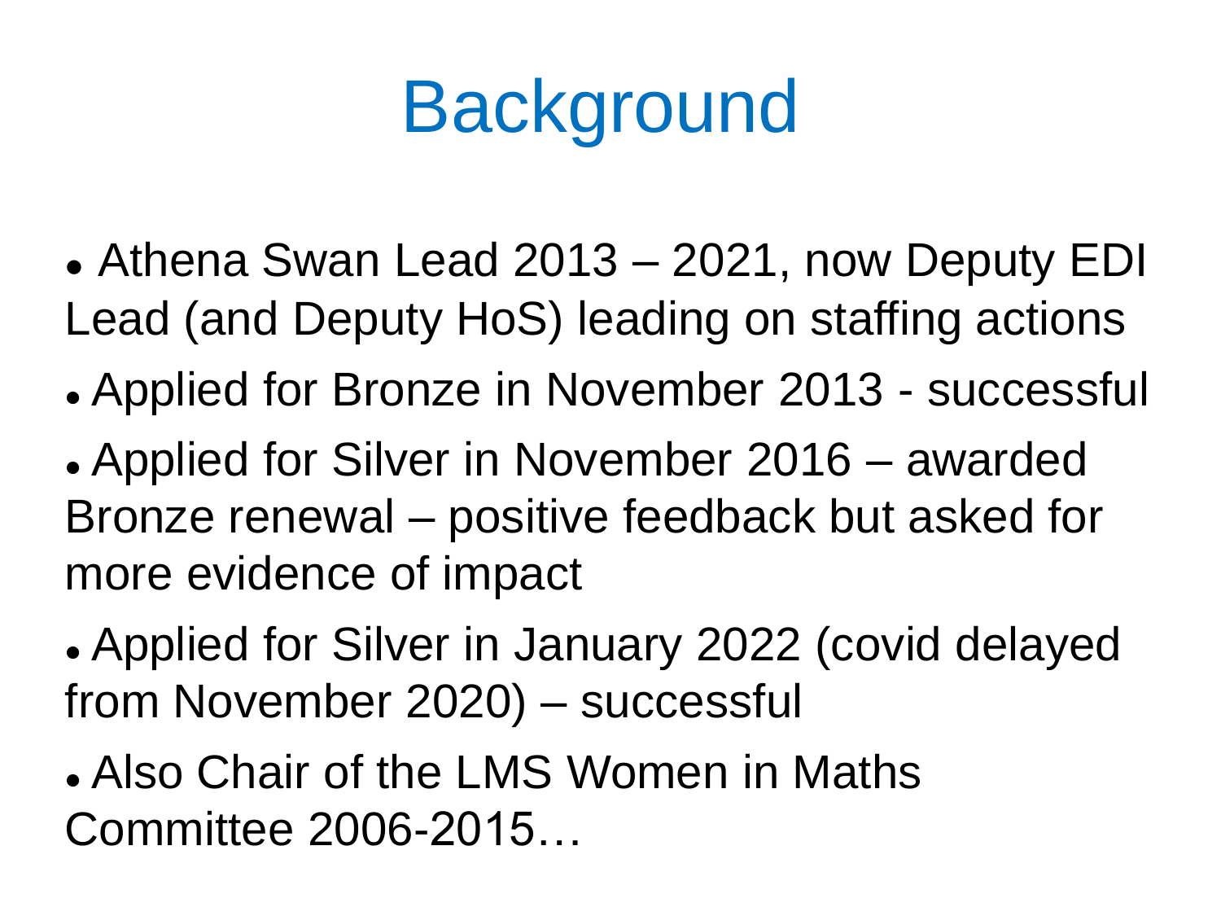# Background

- Athena Swan Lead 2013 – 2021, now Deputy EDI Lead (and Deputy HoS) leading on staffing actions
- Applied for Bronze in November 2013 - successful
- Applied for Silver in November 2016 – awarded Bronze renewal – positive feedback but asked for more evidence of impact
- Applied for Silver in January 2022 (covid delayed from November 2020) – successful
- Also Chair of the LMS Women in Maths Committee 2006-2015…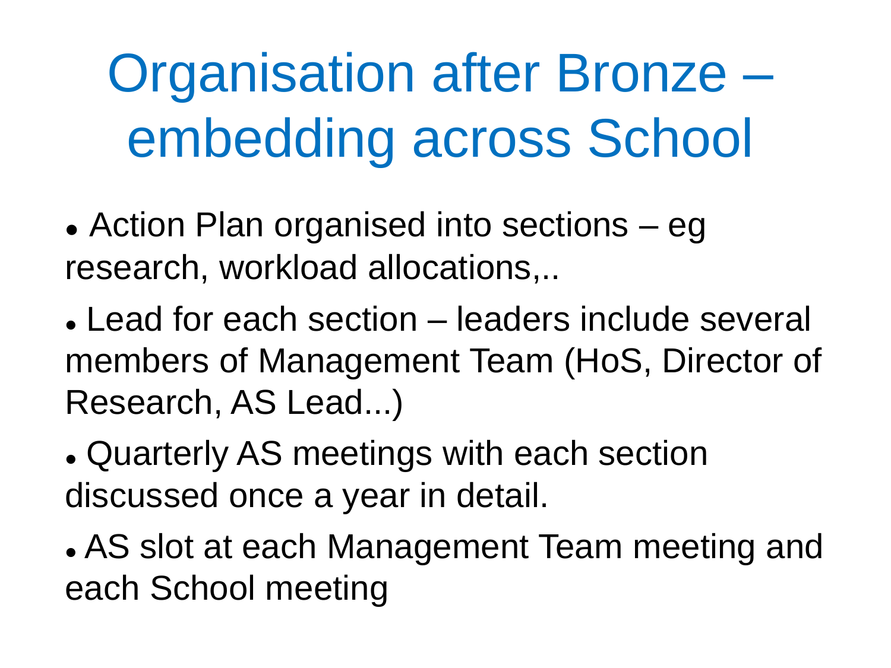# Organisation after Bronze – embedding across School

- Action Plan organised into sections – eg research, workload allocations,..
- Lead for each section – leaders include several members of Management Team (HoS, Director of Research, AS Lead...)
- Quarterly AS meetings with each section discussed once a year in detail.
- AS slot at each Management Team meeting and each School meeting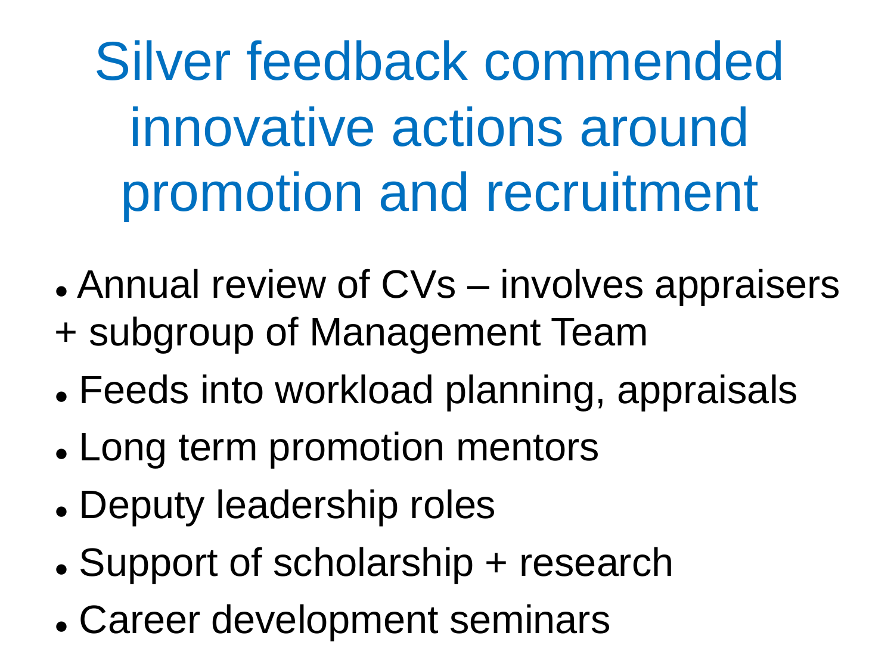# Silver feedback commended innovative actions around promotion and recruitment

- Annual review of CVs – involves appraisers + subgroup of Management Team
- Feeds into workload planning, appraisals
- Long term promotion mentors
- Deputy leadership roles
- Support of scholarship + research
- Career development seminars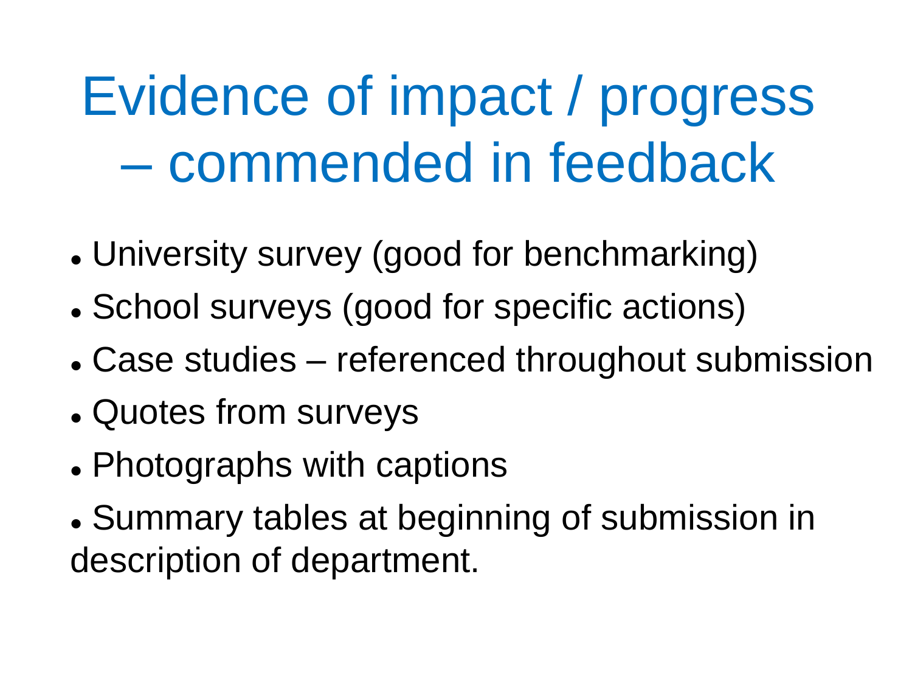# Evidence of impact / progress – commended in feedback

- University survey (good for benchmarking)
- School surveys (good for specific actions)
- Case studies – referenced throughout submission
- Quotes from surveys
- Photographs with captions
- Summary tables at beginning of submission in description of department.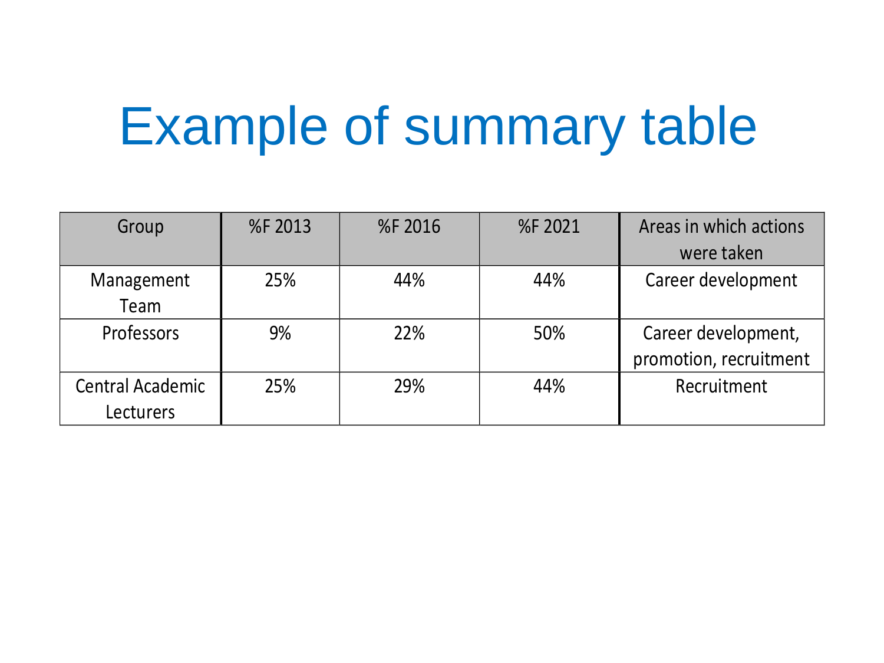# Example of summary table

| Group | %F 2013 | %F 2016 | %F 2021 | Areas in which actions were taken |
|---|---|---|---|---|
| Management Team | 25% | 44% | 44% | Career development |
| Professors | 9% | 22% | 50% | Career development, promotion, recruitment |
| Central Academic Lecturers | 25% | 29% | 44% | Recruitment |